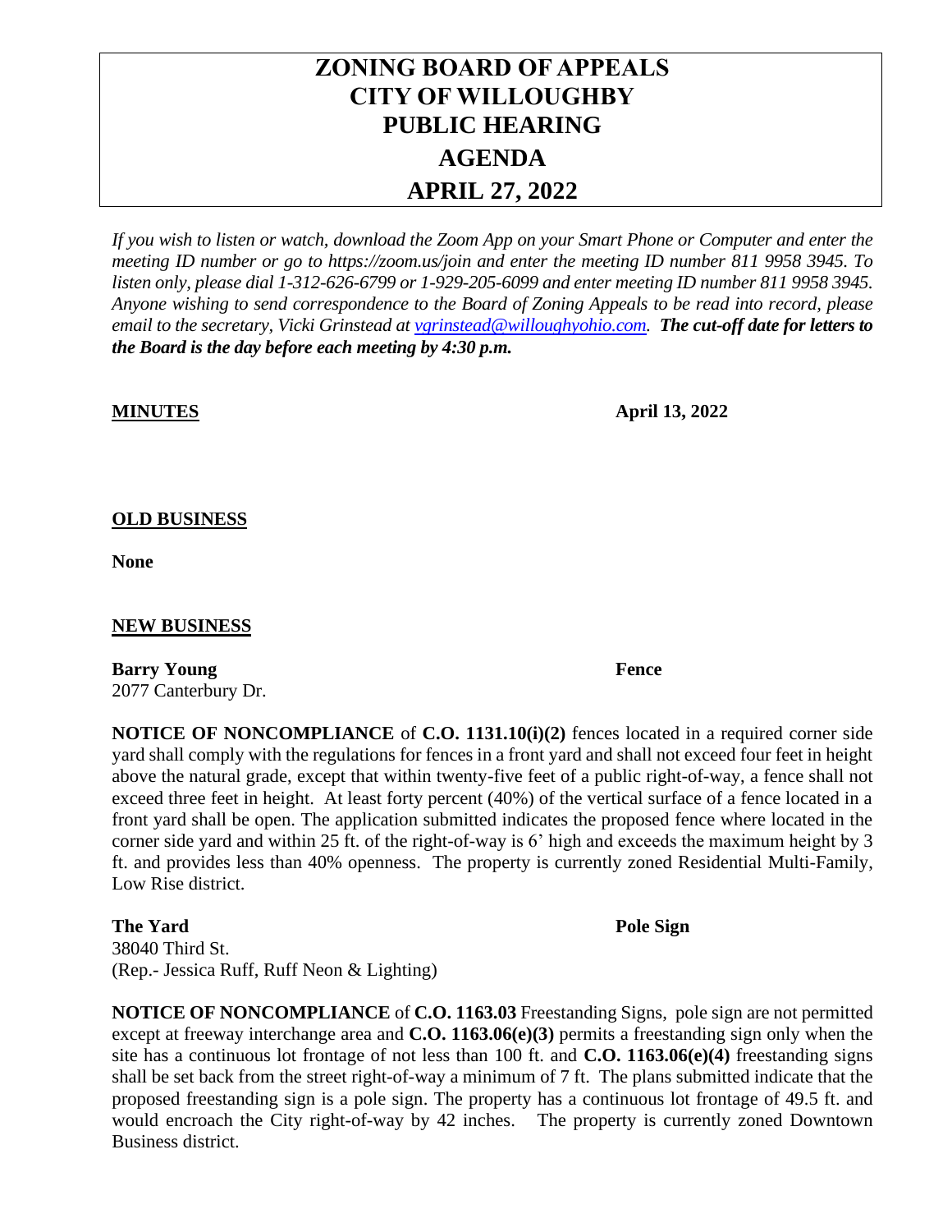# ZONING BOARD OF APPEALS
# CITY OF WILLOUGHBY
# PUBLIC HEARING
# AGENDA
# APRIL 27, 2022

*If you wish to listen or watch, download the Zoom App on your Smart Phone or Computer and enter the meeting ID number or go to https://zoom.us/join and enter the meeting ID number 811 9958 3945. To listen only, please dial 1-312-626-6799 or 1-929-205-6099 and enter meeting ID number 811 9958 3945. Anyone wishing to send correspondence to the Board of Zoning Appeals to be read into record, please email to the secretary, Vicki Grinstead at vgrinstead@willoughyohio.com.* ***The cut-off date for letters to the Board is the day before each meeting by 4:30 p.m.***

**MINUTES** **April 13, 2022**

**OLD BUSINESS**

**None**

**NEW BUSINESS**

**Barry Young** **Fence**
2077 Canterbury Dr.

**NOTICE OF NONCOMPLIANCE** of **C.O. 1131.10(i)(2)** fences located in a required corner side yard shall comply with the regulations for fences in a front yard and shall not exceed four feet in height above the natural grade, except that within twenty-five feet of a public right-of-way, a fence shall not exceed three feet in height. At least forty percent (40%) of the vertical surface of a fence located in a front yard shall be open. The application submitted indicates the proposed fence where located in the corner side yard and within 25 ft. of the right-of-way is 6' high and exceeds the maximum height by 3 ft. and provides less than 40% openness. The property is currently zoned Residential Multi-Family, Low Rise district.

**The Yard** **Pole Sign**
38040 Third St.
(Rep.- Jessica Ruff, Ruff Neon & Lighting)

**NOTICE OF NONCOMPLIANCE** of **C.O. 1163.03** Freestanding Signs, pole sign are not permitted except at freeway interchange area and **C.O. 1163.06(e)(3)** permits a freestanding sign only when the site has a continuous lot frontage of not less than 100 ft. and **C.O. 1163.06(e)(4)** freestanding signs shall be set back from the street right-of-way a minimum of 7 ft. The plans submitted indicate that the proposed freestanding sign is a pole sign. The property has a continuous lot frontage of 49.5 ft. and would encroach the City right-of-way by 42 inches. The property is currently zoned Downtown Business district.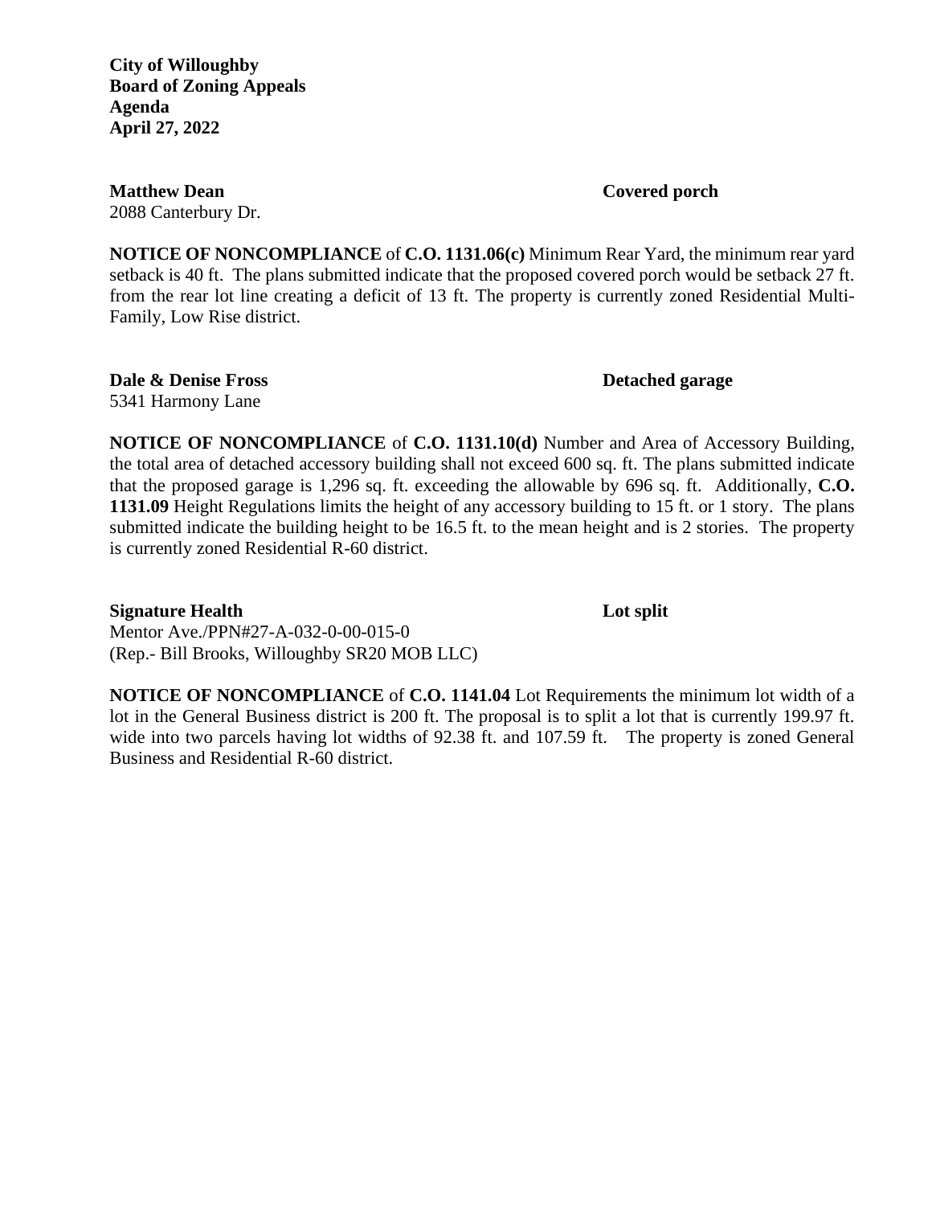**City of Willoughby**
**Board of Zoning Appeals**
**Agenda**
**April 27, 2022**

**Matthew Dean** **Covered porch**
2088 Canterbury Dr.

**NOTICE OF NONCOMPLIANCE** of **C.O. 1131.06(c)** Minimum Rear Yard, the minimum rear yard setback is 40 ft. The plans submitted indicate that the proposed covered porch would be setback 27 ft. from the rear lot line creating a deficit of 13 ft. The property is currently zoned Residential Multi-Family, Low Rise district.

**Dale & Denise Fross** **Detached garage**
5341 Harmony Lane

**NOTICE OF NONCOMPLIANCE** of **C.O. 1131.10(d)** Number and Area of Accessory Building, the total area of detached accessory building shall not exceed 600 sq. ft. The plans submitted indicate that the proposed garage is 1,296 sq. ft. exceeding the allowable by 696 sq. ft. Additionally, **C.O. 1131.09** Height Regulations limits the height of any accessory building to 15 ft. or 1 story. The plans submitted indicate the building height to be 16.5 ft. to the mean height and is 2 stories. The property is currently zoned Residential R-60 district.

**Signature Health** **Lot split**
Mentor Ave./PPN#27-A-032-0-00-015-0
(Rep.- Bill Brooks, Willoughby SR20 MOB LLC)

**NOTICE OF NONCOMPLIANCE** of **C.O. 1141.04** Lot Requirements the minimum lot width of a lot in the General Business district is 200 ft. The proposal is to split a lot that is currently 199.97 ft. wide into two parcels having lot widths of 92.38 ft. and 107.59 ft. The property is zoned General Business and Residential R-60 district.